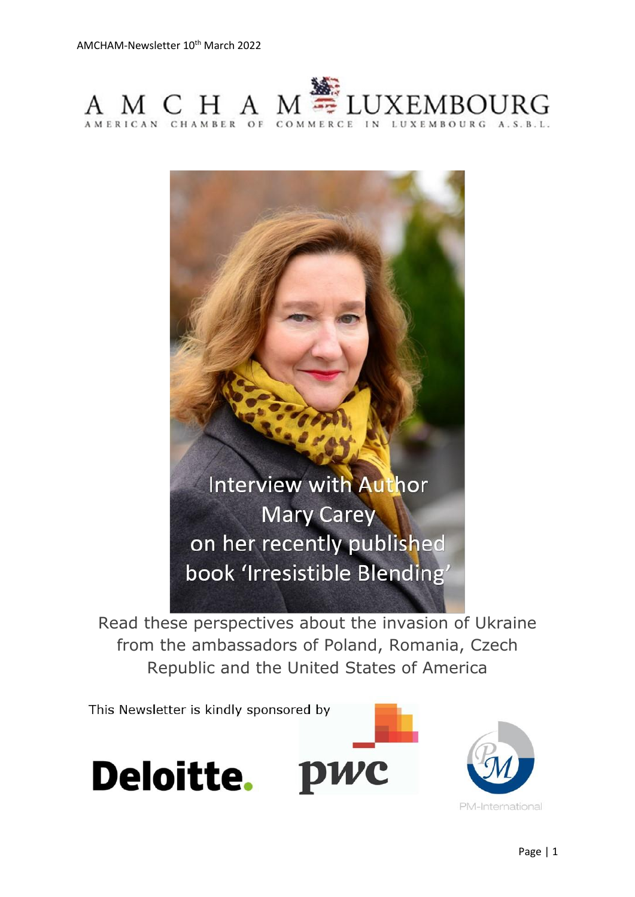AMCHAM-Newsletter 10th March 2022

AMCHAM LUXEMBOURG

AMERICAN CHAMBER OF COMMERCE IN LUXEMBOURG A.S.B.L.

Interview with Author Mary Carey on her recently published book 'Irresistible Blending'

Read these perspectives about the invasion of Ukraine from the ambassadors of Poland, Romania, Czech Republic and the United States of America

This Newsletter is kindly sponsored by

Deloitte. pwc PM-International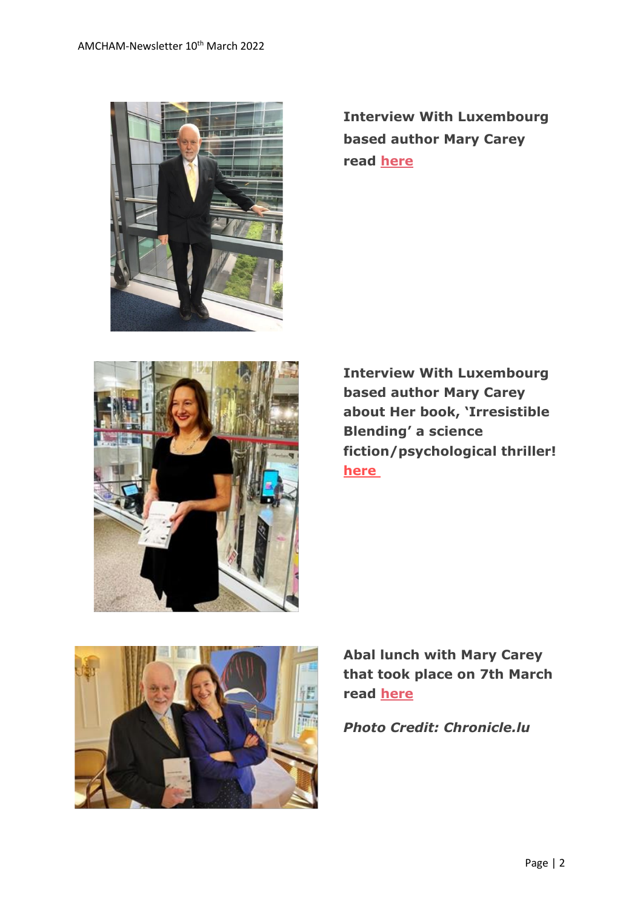**Interview With Luxembourg based author Mary Carey read here**

**Interview With Luxembourg based author Mary Carey about Her book, 'Irresistible Blending' a science fiction/psychological thriller! here**

**Abal lunch with Mary Carey that took place on 7th March read here**

***Photo Credit: Chronicle.lu***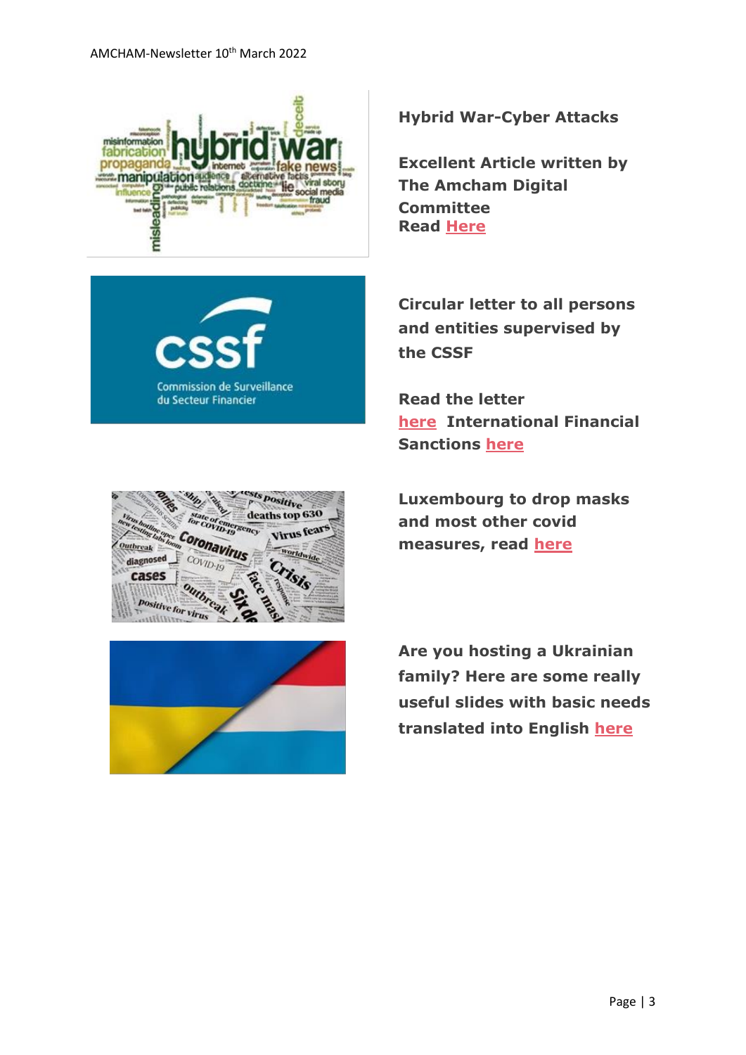**Hybrid War-Cyber Attacks**

**Excellent Article written by The Amcham Digital Committee**
**Read Here**

**Circular letter to all persons and entities supervised by the CSSF**

**Read the letter here International Financial Sanctions here**

**Luxembourg to drop masks and most other covid measures, read here**

**Are you hosting a Ukrainian family? Here are some really useful slides with basic needs translated into English here**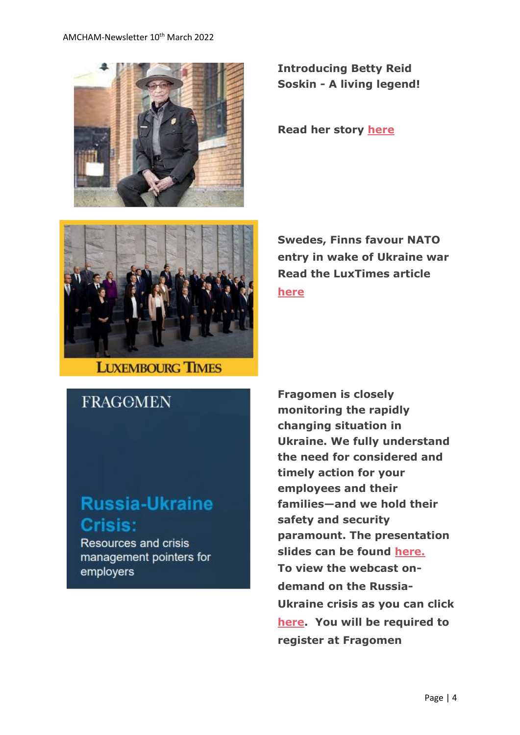**Introducing Betty Reid Soskin - A living legend!**

**Read her story here**

**Swedes, Finns favour NATO entry in wake of Ukraine war**
**Read the LuxTimes article here**

**Fragomen is closely monitoring the rapidly changing situation in Ukraine. We fully understand the need for considered and timely action for your employees and their families—and we hold their safety and security paramount. The presentation slides can be found here. To view the webcast on-demand on the Russia-Ukraine crisis as you can click here. You will be required to register at Fragomen**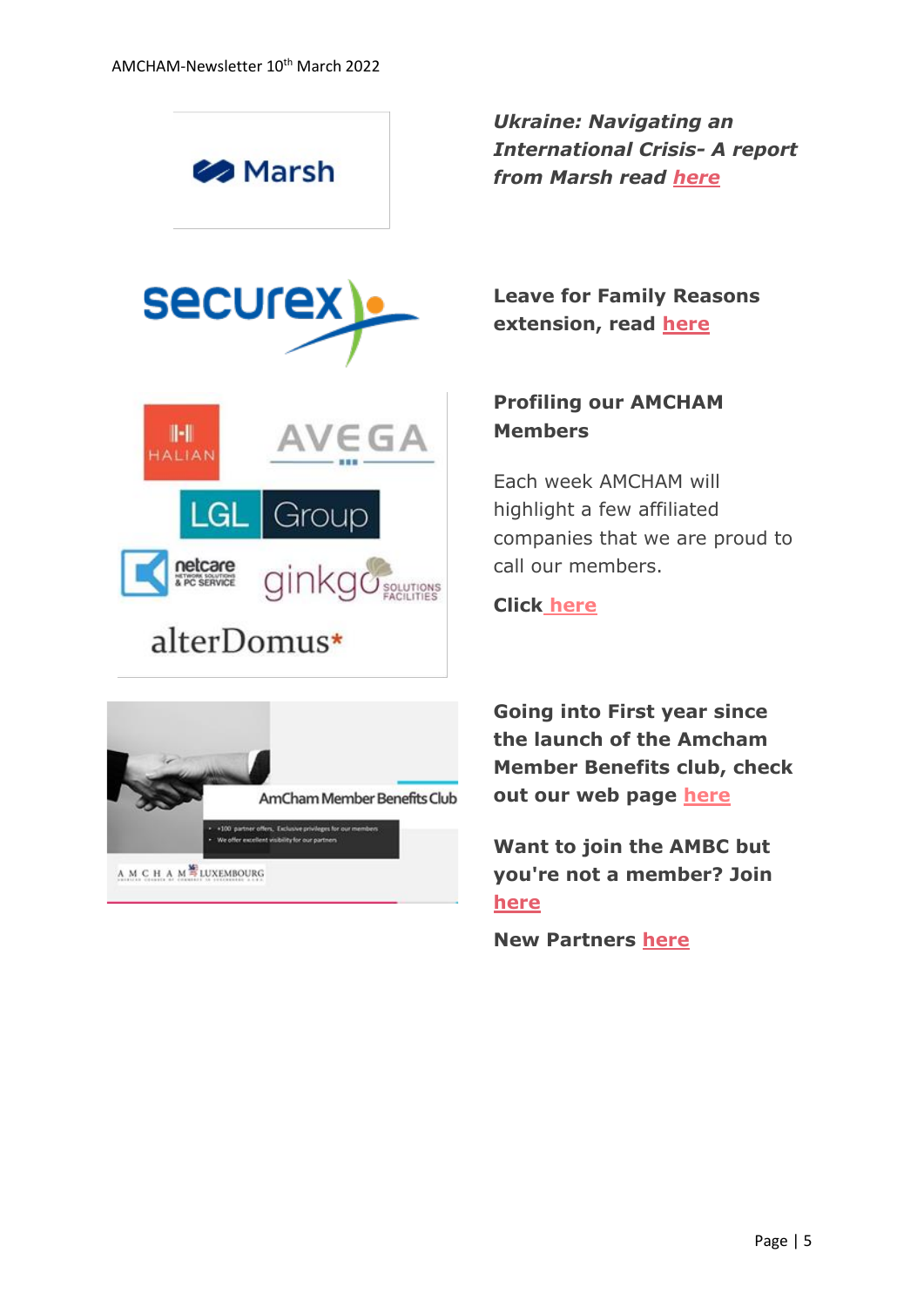***Ukraine: Navigating an International Crisis- A report from Marsh read here***

**Leave for Family Reasons extension, read here**

**Profiling our AMCHAM Members**

Each week AMCHAM will highlight a few affiliated companies that we are proud to call our members.

**Click here**

**Going into First year since the launch of the Amcham Member Benefits club, check out our web page here**

**Want to join the AMBC but you're not a member? Join here**

**New Partners here**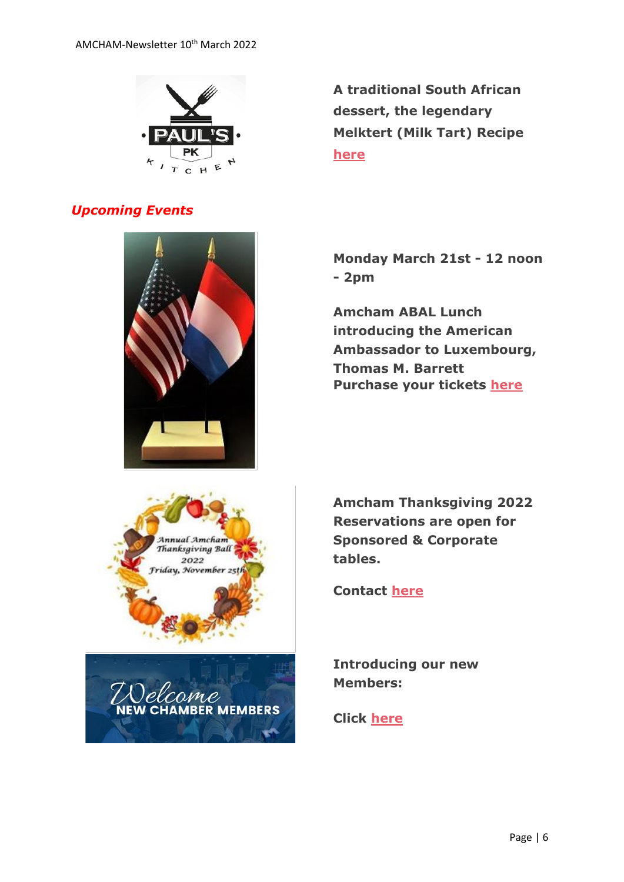**A traditional South African dessert, the legendary Melktert (Milk Tart) Recipe here**

## *Upcoming Events*

**Monday March 21st - 12 noon - 2pm**

**Amcham ABAL Lunch introducing the American Ambassador to Luxembourg, Thomas M. Barrett**
**Purchase your tickets here**

**Amcham Thanksgiving 2022 Reservations are open for Sponsored & Corporate tables.**

**Contact here**

**Introducing our new Members:**

**Click here**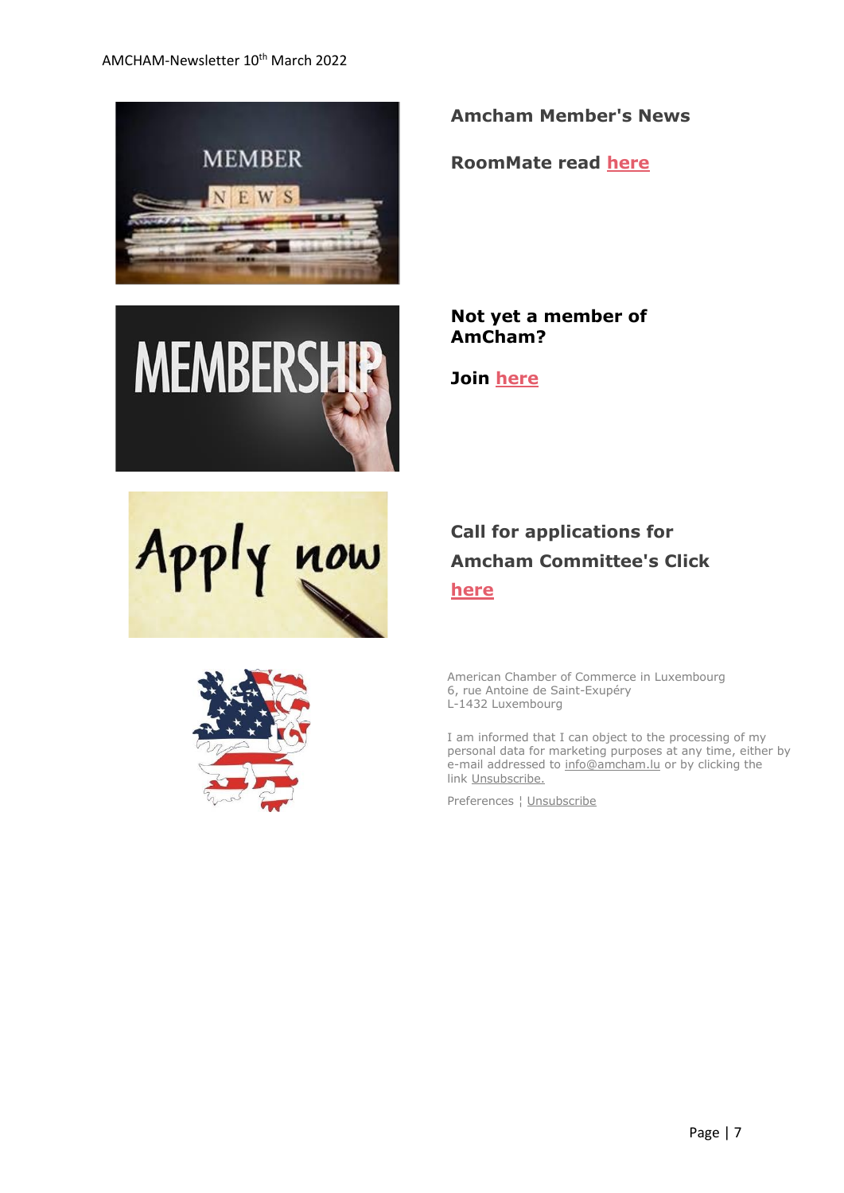**Amcham Member's News**

**RoomMate read here**

**Not yet a member of AmCham?**

**Join here**

**Call for applications for Amcham Committee's Click here**

American Chamber of Commerce in Luxembourg
6, rue Antoine de Saint-Exupéry
L-1432 Luxembourg

I am informed that I can object to the processing of my personal data for marketing purposes at any time, either by e-mail addressed to info@amcham.lu or by clicking the link Unsubscribe.

Preferences ¦ Unsubscribe